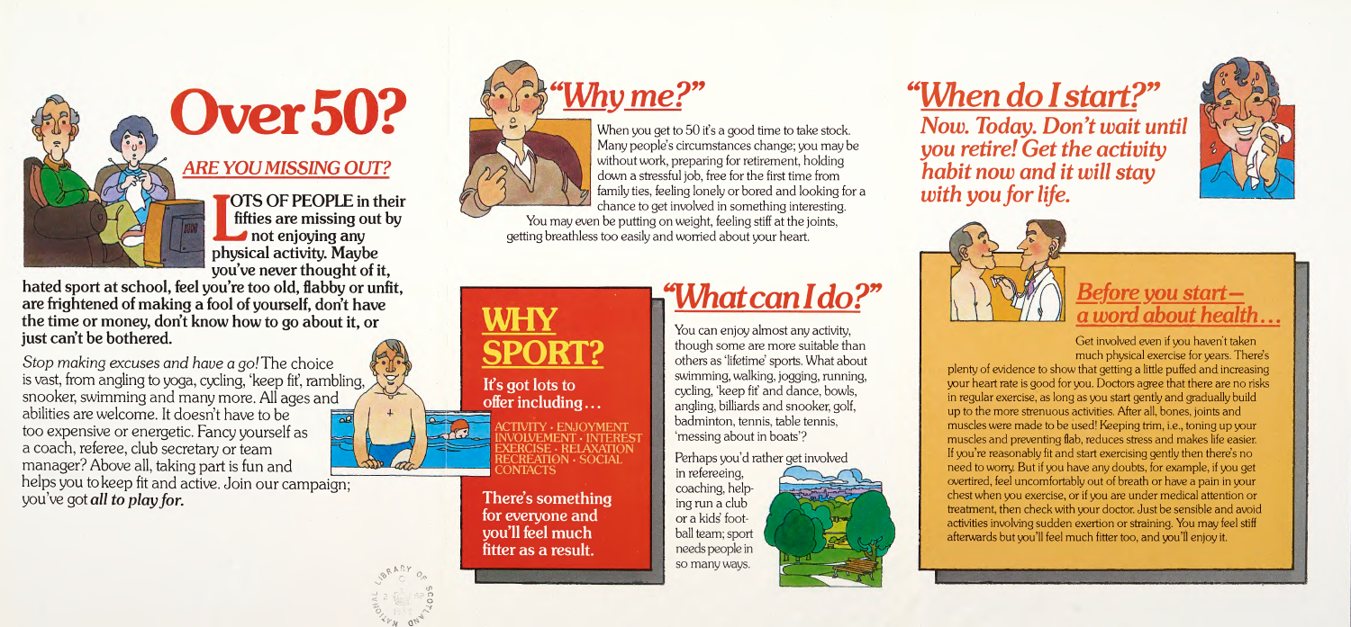# Over 50?

## *ARE YOU MISSING OUT?*

**LOTS OF PEOPLE in their fifties are missing out by not enjoying any physical activity. Maybe you've never thought of it, hated sport at school, feel you're too old, flabby or unfit, are frightened of making a fool of yourself, don't have the time or money, don't know how to go about it, or just can't be bothered.**

*Stop making excuses and have a go!* The choice is vast, from angling to yoga, cycling, 'keep fit', rambling, snooker, swimming and many more. All ages and abilities are welcome. It doesn't have to be too expensive or energetic. Fancy yourself as a coach, referee, club secretary or team manager? Above all, taking part is fun and helps you to keep fit and active. Join our campaign; you've got ***all to play for.***

## *"Why me?"*

When you get to 50 it's a good time to take stock. Many people's circumstances change; you may be without work, preparing for retirement, holding down a stressful job, free for the first time from family ties, feeling lonely or bored and looking for a chance to get involved in something interesting.

You may even be putting on weight, feeling stiff at the joints, getting breathless too easily and worried about your heart.

## WHY SPORT?

**It's got lots to offer including…**

ACTIVITY · ENJOYMENT
INVOLVEMENT · INTEREST
EXERCISE · RELAXATION
RECREATION · SOCIAL
CONTACTS

**There's something for everyone and you'll feel much fitter as a result.**

## *"What can I do?"*

You can enjoy almost any activity, though some are more suitable than others as 'lifetime' sports. What about swimming, walking, jogging, running, cycling, 'keep fit' and dance, bowls, angling, billiards and snooker, golf, badminton, tennis, table tennis, 'messing about in boats'?

Perhaps you'd rather get involved in refereeing, coaching, helping run a club or a kids' football team; sport needs people in so many ways.

## *"When do I start?"*

***Now. Today. Don't wait until you retire! Get the activity habit now and it will stay with you for life.***

### *Before you start— a word about health…*

Get involved even if you haven't taken much physical exercise for years. There's plenty of evidence to show that getting a little puffed and increasing your heart rate is good for you. Doctors agree that there are no risks in regular exercise, as long as you start gently and gradually build up to the more strenuous activities. After all, bones, joints and muscles were made to be used! Keeping trim, i.e., toning up your muscles and preventing flab, reduces stress and makes life easier. If you're reasonably fit and start exercising gently then there's no need to worry. But if you have any doubts, for example, if you get overtired, feel uncomfortably out of breath or have a pain in your chest when you exercise, or if you are under medical attention or treatment, then check with your doctor. Just be sensible and avoid activities involving sudden exertion or straining. You may feel stiff afterwards but you'll feel much fitter too, and you'll enjoy it.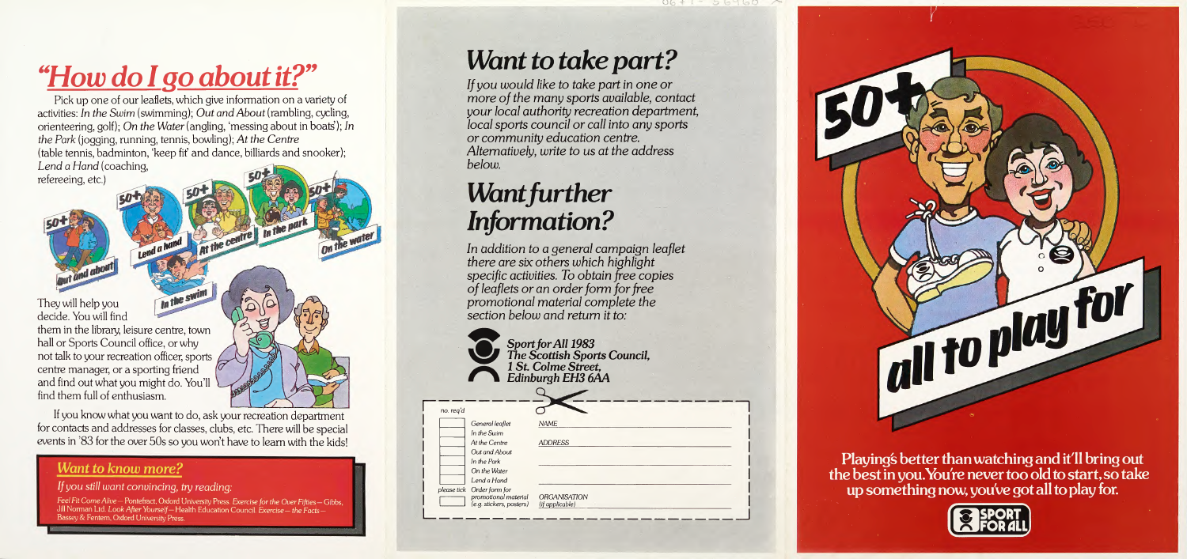# "How do I go about it?"

Pick up one of our leaflets, which give information on a variety of activities: *In the Swim* (swimming); *Out and About* (rambling, cycling, orienteering, golf); *On the Water* (angling, 'messing about in boats'); *In the Park* (jogging, running, tennis, bowling); *At the Centre* (table tennis, badminton, 'keep fit' and dance, billiards and snooker); *Lend a Hand* (coaching, refereeing, etc.)

They will help you decide. You will find them in the library, leisure centre, town hall or Sports Council office, or why not talk to your recreation officer, sports centre manager, or a sporting friend and find out what you might do. You'll find them full of enthusiasm.

If you know what you want to do, ask your recreation department for contacts and addresses for classes, clubs, etc. There will be special events in '83 for the over 50s so you won't have to learn with the kids!

## Want to know more?

*If you still want convincing, try reading:*

*Feel Fit Come Alive* – Pontefract, Oxford University Press. *Exercise for the Over Fifties* – Gibbs, Jill Norman Ltd. *Look After Yourself* – Health Education Council. *Exercise – the Facts* – Bassey & Fentem, Oxford University Press.

# *Want to take part?*

*If you would like to take part in one or more of the many sports available, contact your local authority recreation department, local sports council or call into any sports or community education centre. Alternatively, write to us at the address below.*

# *Want further Information?*

*In addition to a general campaign leaflet there are six others which highlight specific activities. To obtain free copies of leaflets or an order form for free promotional material complete the section below and return it to:*

***Sport for All 1983***
***The Scottish Sports Council,***
***1 St. Colme Street,***
***Edinburgh EH3 6AA***

| no. req'd | | |
|---|---|---|
| | General leaflet | NAME |
| | In the Swim | |
| | At the Centre | ADDRESS |
| | Out and About | |
| | In the Park | |
| | On the Water | |
| | Lend a Hand | |
| please tick | Order form for promotional material (e.g. stickers, posters) | ORGANISATION (if applicable) |

# 50+ all to play for

**Playing's better than watching and it'll bring out the best in you. You're never too old to start, so take up something now, you've got all to play for.**

SPORT FOR ALL